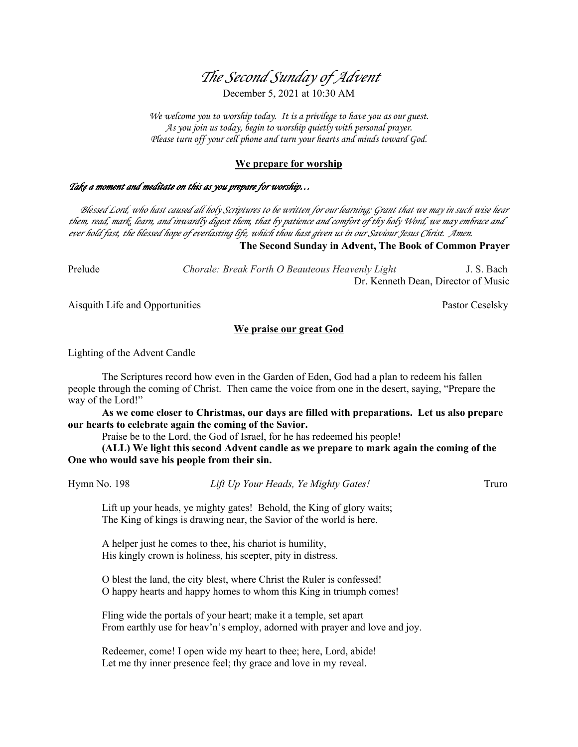# *The Second Sunday of Advent*

December 5, 2021 at 10:30 AM

*We welcome you to worship today. It is a privilege to have you as our guest.*
*As you join us today, begin to worship quietly with personal prayer.*
*Please turn off your cell phone and turn your hearts and minds toward God.*

## We prepare for worship

***Take a moment and meditate on this as you prepare for worship…***

*Blessed Lord, who hast caused all holy Scriptures to be written for our learning; Grant that we may in such wise hear them, read, mark, learn, and inwardly digest them, that by patience and comfort of thy holy Word, we may embrace and ever hold fast, the blessed hope of everlasting life, which thou hast given us in our Saviour Jesus Christ. Amen.*

**The Second Sunday in Advent, The Book of Common Prayer**

Prelude — *Chorale: Break Forth O Beauteous Heavenly Light* — J. S. Bach
Dr. Kenneth Dean, Director of Music

Aisquith Life and Opportunities — Pastor Ceselsky

## We praise our great God

Lighting of the Advent Candle

The Scriptures record how even in the Garden of Eden, God had a plan to redeem his fallen people through the coming of Christ. Then came the voice from one in the desert, saying, "Prepare the way of the Lord!"

**As we come closer to Christmas, our days are filled with preparations. Let us also prepare our hearts to celebrate again the coming of the Savior.**

Praise be to the Lord, the God of Israel, for he has redeemed his people!

**(ALL) We light this second Advent candle as we prepare to mark again the coming of the One who would save his people from their sin.**

Hymn No. 198 — *Lift Up Your Heads, Ye Mighty Gates!* — Truro

Lift up your heads, ye mighty gates! Behold, the King of glory waits;
The King of kings is drawing near, the Savior of the world is here.

A helper just he comes to thee, his chariot is humility,
His kingly crown is holiness, his scepter, pity in distress.

O blest the land, the city blest, where Christ the Ruler is confessed!
O happy hearts and happy homes to whom this King in triumph comes!

Fling wide the portals of your heart; make it a temple, set apart
From earthly use for heav'n's employ, adorned with prayer and love and joy.

Redeemer, come! I open wide my heart to thee; here, Lord, abide!
Let me thy inner presence feel; thy grace and love in my reveal.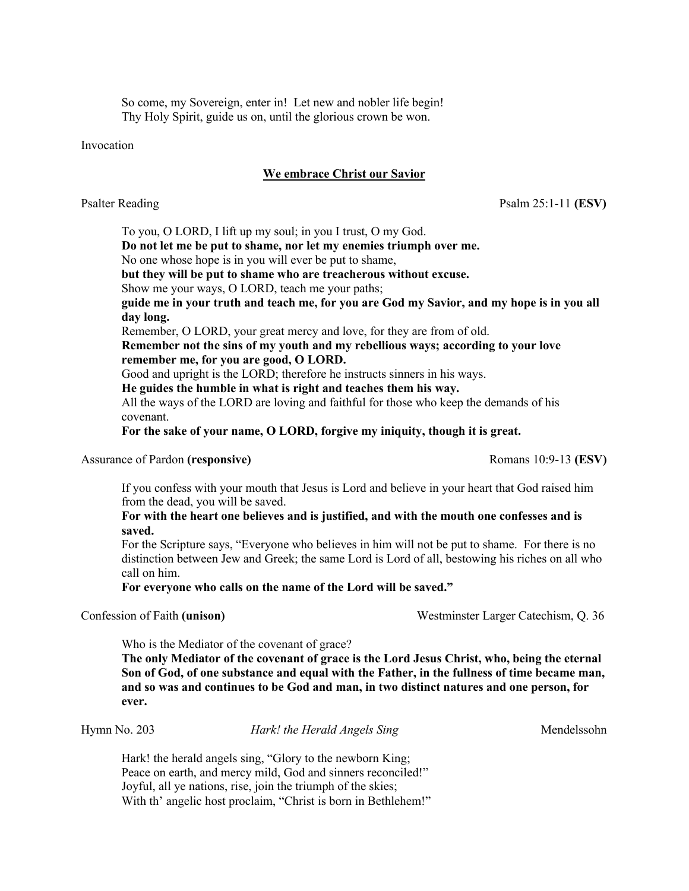So come, my Sovereign, enter in! Let new and nobler life begin!
Thy Holy Spirit, guide us on, until the glorious crown be won.

Invocation

## <u>We embrace Christ our Savior</u>

Psalter Reading Psalm 25:1-11 **(ESV)**

To you, O LORD, I lift up my soul; in you I trust, O my God.
**Do not let me be put to shame, nor let my enemies triumph over me.**
No one whose hope is in you will ever be put to shame,
**but they will be put to shame who are treacherous without excuse.**
Show me your ways, O LORD, teach me your paths;
**guide me in your truth and teach me, for you are God my Savior, and my hope is in you all day long.**
Remember, O LORD, your great mercy and love, for they are from of old.
**Remember not the sins of my youth and my rebellious ways; according to your love remember me, for you are good, O LORD.**
Good and upright is the LORD; therefore he instructs sinners in his ways.
**He guides the humble in what is right and teaches them his way.**
All the ways of the LORD are loving and faithful for those who keep the demands of his covenant.
**For the sake of your name, O LORD, forgive my iniquity, though it is great.**

Assurance of Pardon **(responsive)** Romans 10:9-13 **(ESV)**

If you confess with your mouth that Jesus is Lord and believe in your heart that God raised him from the dead, you will be saved.
**For with the heart one believes and is justified, and with the mouth one confesses and is saved.**
For the Scripture says, "Everyone who believes in him will not be put to shame. For there is no distinction between Jew and Greek; the same Lord is Lord of all, bestowing his riches on all who call on him.
**For everyone who calls on the name of the Lord will be saved."**

Confession of Faith **(unison)** Westminster Larger Catechism, Q. 36

Who is the Mediator of the covenant of grace?
**The only Mediator of the covenant of grace is the Lord Jesus Christ, who, being the eternal Son of God, of one substance and equal with the Father, in the fullness of time became man, and so was and continues to be God and man, in two distinct natures and one person, for ever.**

Hymn No. 203 *Hark! the Herald Angels Sing* Mendelssohn

Hark! the herald angels sing, "Glory to the newborn King;
Peace on earth, and mercy mild, God and sinners reconciled!"
Joyful, all ye nations, rise, join the triumph of the skies;
With th' angelic host proclaim, "Christ is born in Bethlehem!"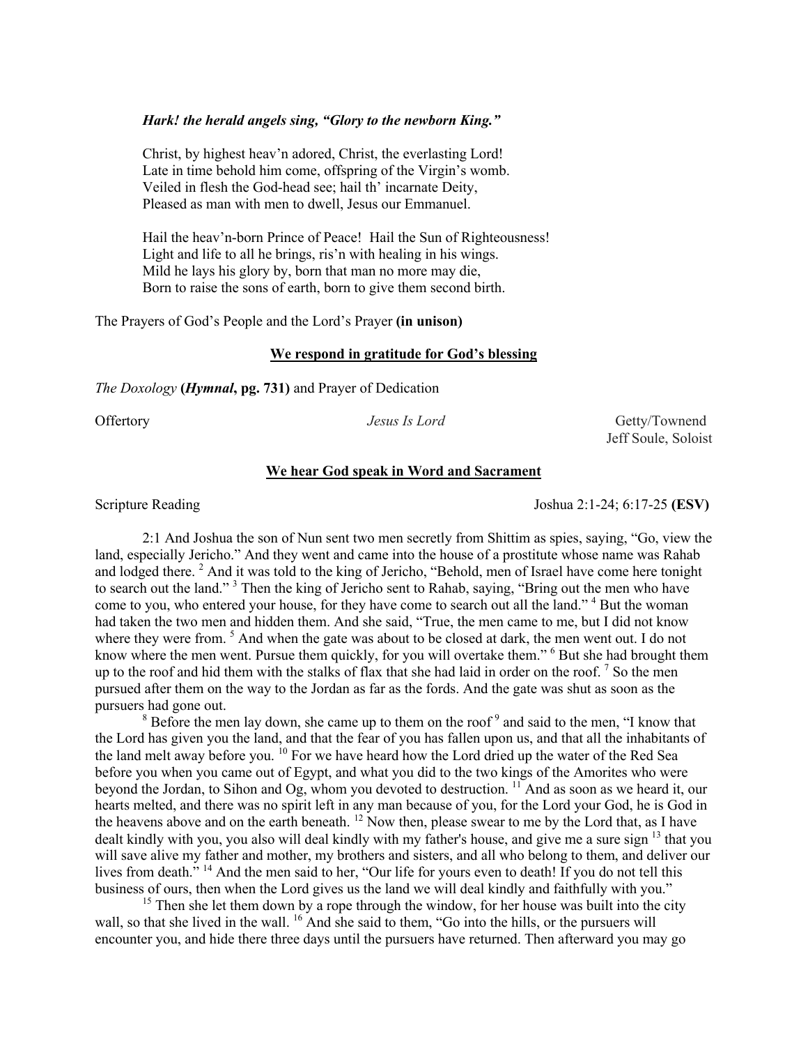***Hark! the herald angels sing, "Glory to the newborn King."***

Christ, by highest heav'n adored, Christ, the everlasting Lord!
Late in time behold him come, offspring of the Virgin's womb.
Veiled in flesh the God-head see; hail th' incarnate Deity,
Pleased as man with men to dwell, Jesus our Emmanuel.

Hail the heav'n-born Prince of Peace! Hail the Sun of Righteousness!
Light and life to all he brings, ris'n with healing in his wings.
Mild he lays his glory by, born that man no more may die,
Born to raise the sons of earth, born to give them second birth.

The Prayers of God's People and the Lord's Prayer **(in unison)**

**We respond in gratitude for God's blessing**

*The Doxology* **(*Hymnal*, pg. 731)** and Prayer of Dedication

Offertory *Jesus Is Lord* Getty/Townend
Jeff Soule, Soloist

**We hear God speak in Word and Sacrament**

Scripture Reading Joshua 2:1-24; 6:17-25 **(ESV)**

2:1 And Joshua the son of Nun sent two men secretly from Shittim as spies, saying, "Go, view the land, especially Jericho." And they went and came into the house of a prostitute whose name was Rahab and lodged there. [2] And it was told to the king of Jericho, "Behold, men of Israel have come here tonight to search out the land." [3] Then the king of Jericho sent to Rahab, saying, "Bring out the men who have come to you, who entered your house, for they have come to search out all the land." [4] But the woman had taken the two men and hidden them. And she said, "True, the men came to me, but I did not know where they were from. [5] And when the gate was about to be closed at dark, the men went out. I do not know where the men went. Pursue them quickly, for you will overtake them." [6] But she had brought them up to the roof and hid them with the stalks of flax that she had laid in order on the roof. [7] So the men pursued after them on the way to the Jordan as far as the fords. And the gate was shut as soon as the pursuers had gone out.

[8] Before the men lay down, she came up to them on the roof [9] and said to the men, "I know that the Lord has given you the land, and that the fear of you has fallen upon us, and that all the inhabitants of the land melt away before you. [10] For we have heard how the Lord dried up the water of the Red Sea before you when you came out of Egypt, and what you did to the two kings of the Amorites who were beyond the Jordan, to Sihon and Og, whom you devoted to destruction. [11] And as soon as we heard it, our hearts melted, and there was no spirit left in any man because of you, for the Lord your God, he is God in the heavens above and on the earth beneath. [12] Now then, please swear to me by the Lord that, as I have dealt kindly with you, you also will deal kindly with my father's house, and give me a sure sign [13] that you will save alive my father and mother, my brothers and sisters, and all who belong to them, and deliver our lives from death." [14] And the men said to her, "Our life for yours even to death! If you do not tell this business of ours, then when the Lord gives us the land we will deal kindly and faithfully with you."

[15] Then she let them down by a rope through the window, for her house was built into the city wall, so that she lived in the wall. [16] And she said to them, "Go into the hills, or the pursuers will encounter you, and hide there three days until the pursuers have returned. Then afterward you may go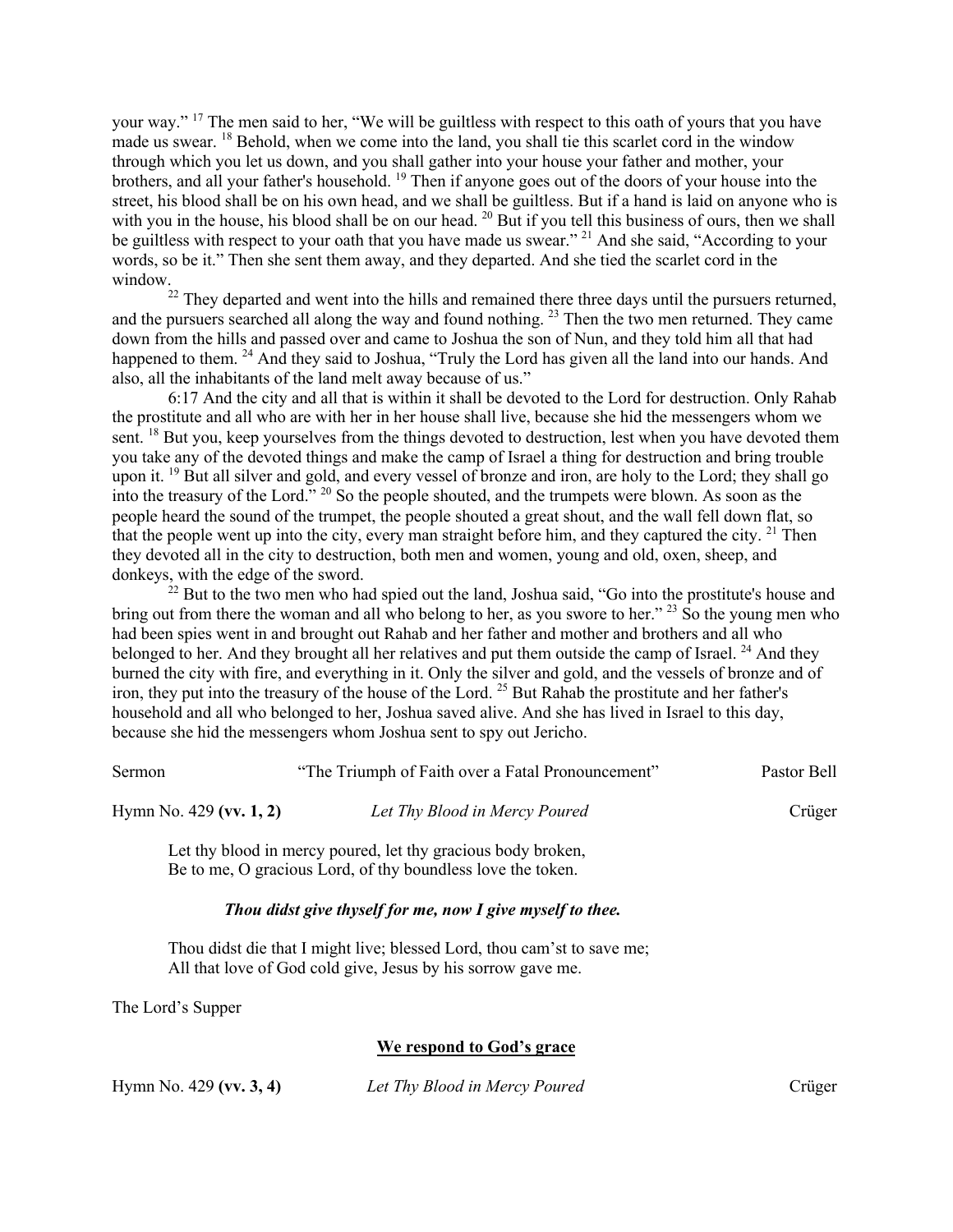your way." [17] The men said to her, "We will be guiltless with respect to this oath of yours that you have made us swear. [18] Behold, when we come into the land, you shall tie this scarlet cord in the window through which you let us down, and you shall gather into your house your father and mother, your brothers, and all your father's household. [19] Then if anyone goes out of the doors of your house into the street, his blood shall be on his own head, and we shall be guiltless. But if a hand is laid on anyone who is with you in the house, his blood shall be on our head. [20] But if you tell this business of ours, then we shall be guiltless with respect to your oath that you have made us swear." [21] And she said, "According to your words, so be it." Then she sent them away, and they departed. And she tied the scarlet cord in the window.

[22] They departed and went into the hills and remained there three days until the pursuers returned, and the pursuers searched all along the way and found nothing. [23] Then the two men returned. They came down from the hills and passed over and came to Joshua the son of Nun, and they told him all that had happened to them. [24] And they said to Joshua, "Truly the Lord has given all the land into our hands. And also, all the inhabitants of the land melt away because of us."

6:17 And the city and all that is within it shall be devoted to the Lord for destruction. Only Rahab the prostitute and all who are with her in her house shall live, because she hid the messengers whom we sent. [18] But you, keep yourselves from the things devoted to destruction, lest when you have devoted them you take any of the devoted things and make the camp of Israel a thing for destruction and bring trouble upon it. [19] But all silver and gold, and every vessel of bronze and iron, are holy to the Lord; they shall go into the treasury of the Lord." [20] So the people shouted, and the trumpets were blown. As soon as the people heard the sound of the trumpet, the people shouted a great shout, and the wall fell down flat, so that the people went up into the city, every man straight before him, and they captured the city. [21] Then they devoted all in the city to destruction, both men and women, young and old, oxen, sheep, and donkeys, with the edge of the sword.

[22] But to the two men who had spied out the land, Joshua said, "Go into the prostitute's house and bring out from there the woman and all who belong to her, as you swore to her." [23] So the young men who had been spies went in and brought out Rahab and her father and mother and brothers and all who belonged to her. And they brought all her relatives and put them outside the camp of Israel. [24] And they burned the city with fire, and everything in it. Only the silver and gold, and the vessels of bronze and of iron, they put into the treasury of the house of the Lord. [25] But Rahab the prostitute and her father's household and all who belonged to her, Joshua saved alive. And she has lived in Israel to this day, because she hid the messengers whom Joshua sent to spy out Jericho.

Sermon "The Triumph of Faith over a Fatal Pronouncement" Pastor Bell

Hymn No. 429 **(vv. 1, 2)** *Let Thy Blood in Mercy Poured* Crüger

Let thy blood in mercy poured, let thy gracious body broken,
Be to me, O gracious Lord, of thy boundless love the token.

***Thou didst give thyself for me, now I give myself to thee.***

Thou didst die that I might live; blessed Lord, thou cam'st to save me;
All that love of God cold give, Jesus by his sorrow gave me.

The Lord's Supper

**We respond to God's grace**

Hymn No. 429 **(vv. 3, 4)** *Let Thy Blood in Mercy Poured* Crüger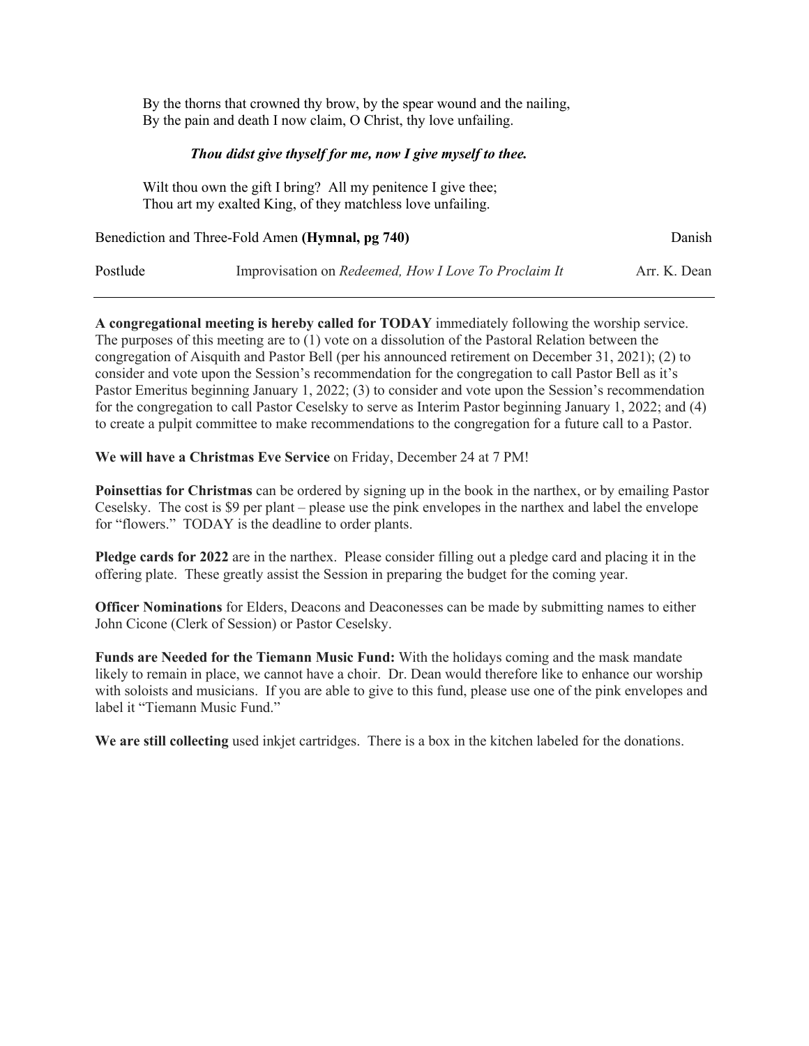By the thorns that crowned thy brow, by the spear wound and the nailing,
By the pain and death I now claim, O Christ, thy love unfailing.

***Thou didst give thyself for me, now I give myself to thee.***

Wilt thou own the gift I bring? All my penitence I give thee;
Thou art my exalted King, of they matchless love unfailing.

Benediction and Three-Fold Amen **(Hymnal, pg 740)** Danish

Postlude Improvisation on *Redeemed, How I Love To Proclaim It* Arr. K. Dean

---

**A congregational meeting is hereby called for TODAY** immediately following the worship service. The purposes of this meeting are to (1) vote on a dissolution of the Pastoral Relation between the congregation of Aisquith and Pastor Bell (per his announced retirement on December 31, 2021); (2) to consider and vote upon the Session's recommendation for the congregation to call Pastor Bell as it's Pastor Emeritus beginning January 1, 2022; (3) to consider and vote upon the Session's recommendation for the congregation to call Pastor Ceselsky to serve as Interim Pastor beginning January 1, 2022; and (4) to create a pulpit committee to make recommendations to the congregation for a future call to a Pastor.

**We will have a Christmas Eve Service** on Friday, December 24 at 7 PM!

**Poinsettias for Christmas** can be ordered by signing up in the book in the narthex, or by emailing Pastor Ceselsky. The cost is $9 per plant – please use the pink envelopes in the narthex and label the envelope for "flowers." TODAY is the deadline to order plants.

**Pledge cards for 2022** are in the narthex. Please consider filling out a pledge card and placing it in the offering plate. These greatly assist the Session in preparing the budget for the coming year.

**Officer Nominations** for Elders, Deacons and Deaconesses can be made by submitting names to either John Cicone (Clerk of Session) or Pastor Ceselsky.

**Funds are Needed for the Tiemann Music Fund:** With the holidays coming and the mask mandate likely to remain in place, we cannot have a choir. Dr. Dean would therefore like to enhance our worship with soloists and musicians. If you are able to give to this fund, please use one of the pink envelopes and label it "Tiemann Music Fund."

**We are still collecting** used inkjet cartridges. There is a box in the kitchen labeled for the donations.